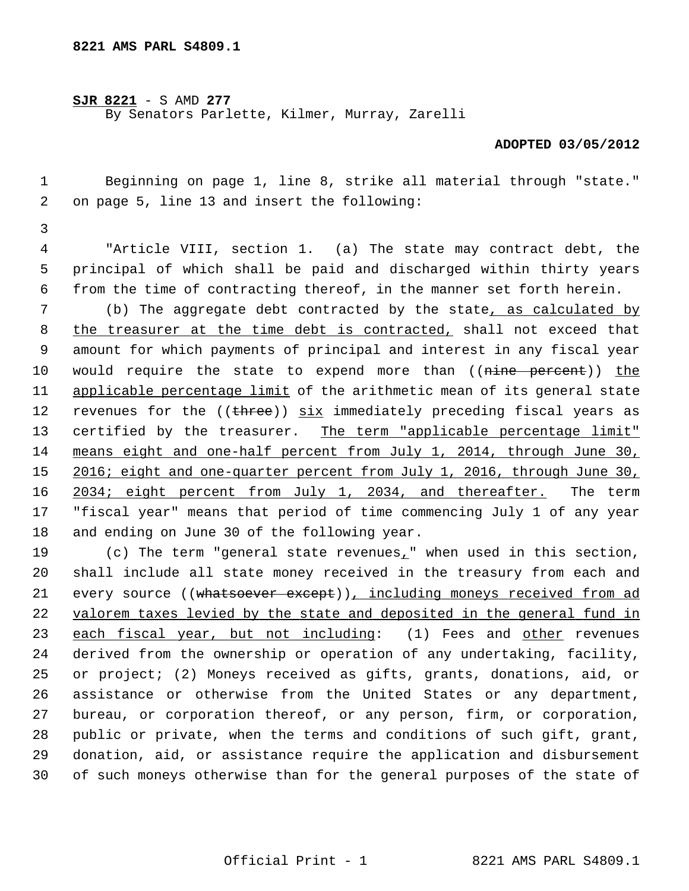**8221 AMS PARL S4809.1**

**SJR 8221** - S AMD **277**
By Senators Parlette, Kilmer, Murray, Zarelli

**ADOPTED 03/05/2012**

Beginning on page 1, line 8, strike all material through "state." on page 5, line 13 and insert the following:

"Article VIII, section 1. (a) The state may contract debt, the principal of which shall be paid and discharged within thirty years from the time of contracting thereof, in the manner set forth herein.

(b) The aggregate debt contracted by the state, as calculated by the treasurer at the time debt is contracted, shall not exceed that amount for which payments of principal and interest in any fiscal year would require the state to expend more than ((~~nine percent~~)) the applicable percentage limit of the arithmetic mean of its general state revenues for the ((~~three~~)) six immediately preceding fiscal years as certified by the treasurer. The term "applicable percentage limit" means eight and one-half percent from July 1, 2014, through June 30, 2016; eight and one-quarter percent from July 1, 2016, through June 30, 2034; eight percent from July 1, 2034, and thereafter. The term "fiscal year" means that period of time commencing July 1 of any year and ending on June 30 of the following year.

(c) The term "general state revenues," when used in this section, shall include all state money received in the treasury from each and every source ((~~whatsoever except~~)), including moneys received from ad valorem taxes levied by the state and deposited in the general fund in each fiscal year, but not including: (1) Fees and other revenues derived from the ownership or operation of any undertaking, facility, or project; (2) Moneys received as gifts, grants, donations, aid, or assistance or otherwise from the United States or any department, bureau, or corporation thereof, or any person, firm, or corporation, public or private, when the terms and conditions of such gift, grant, donation, aid, or assistance require the application and disbursement of such moneys otherwise than for the general purposes of the state of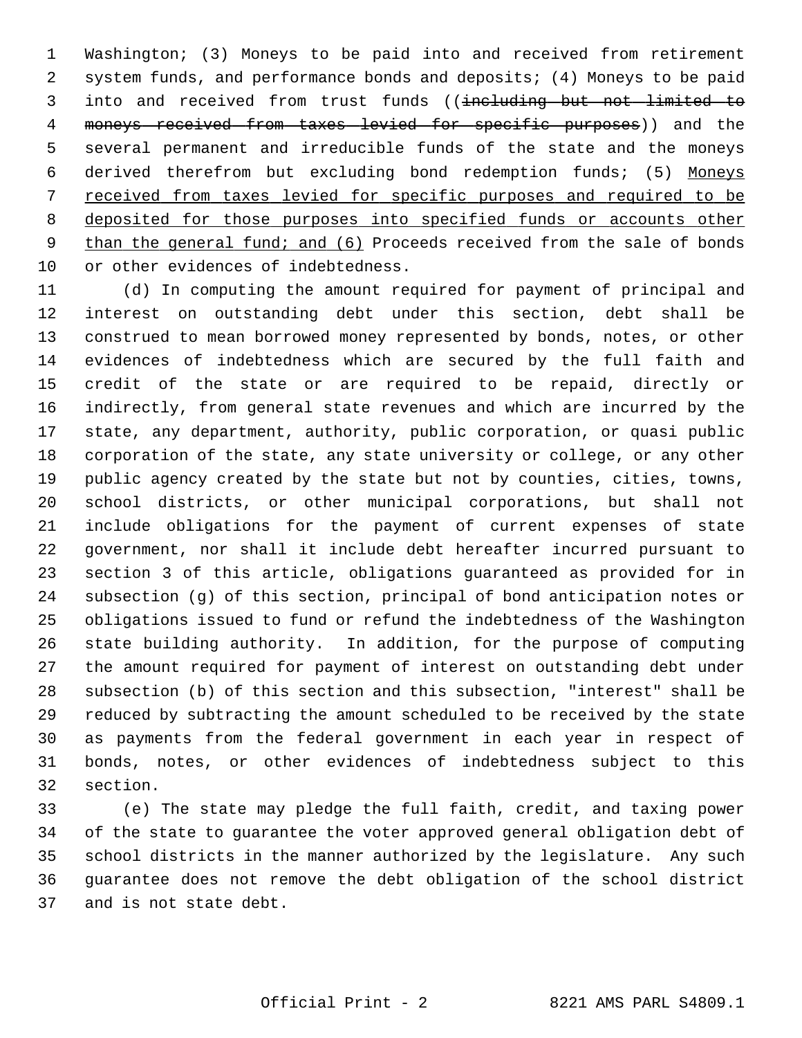Washington; (3) Moneys to be paid into and received from retirement system funds, and performance bonds and deposits; (4) Moneys to be paid into and received from trust funds ((~~including but not limited to moneys received from taxes levied for specific purposes~~)) and the several permanent and irreducible funds of the state and the moneys derived therefrom but excluding bond redemption funds; (5) <u>Moneys received from taxes levied for specific purposes and required to be deposited for those purposes into specified funds or accounts other than the general fund; and (6)</u> Proceeds received from the sale of bonds or other evidences of indebtedness.

(d) In computing the amount required for payment of principal and interest on outstanding debt under this section, debt shall be construed to mean borrowed money represented by bonds, notes, or other evidences of indebtedness which are secured by the full faith and credit of the state or are required to be repaid, directly or indirectly, from general state revenues and which are incurred by the state, any department, authority, public corporation, or quasi public corporation of the state, any state university or college, or any other public agency created by the state but not by counties, cities, towns, school districts, or other municipal corporations, but shall not include obligations for the payment of current expenses of state government, nor shall it include debt hereafter incurred pursuant to section 3 of this article, obligations guaranteed as provided for in subsection (g) of this section, principal of bond anticipation notes or obligations issued to fund or refund the indebtedness of the Washington state building authority. In addition, for the purpose of computing the amount required for payment of interest on outstanding debt under subsection (b) of this section and this subsection, "interest" shall be reduced by subtracting the amount scheduled to be received by the state as payments from the federal government in each year in respect of bonds, notes, or other evidences of indebtedness subject to this section.

(e) The state may pledge the full faith, credit, and taxing power of the state to guarantee the voter approved general obligation debt of school districts in the manner authorized by the legislature. Any such guarantee does not remove the debt obligation of the school district and is not state debt.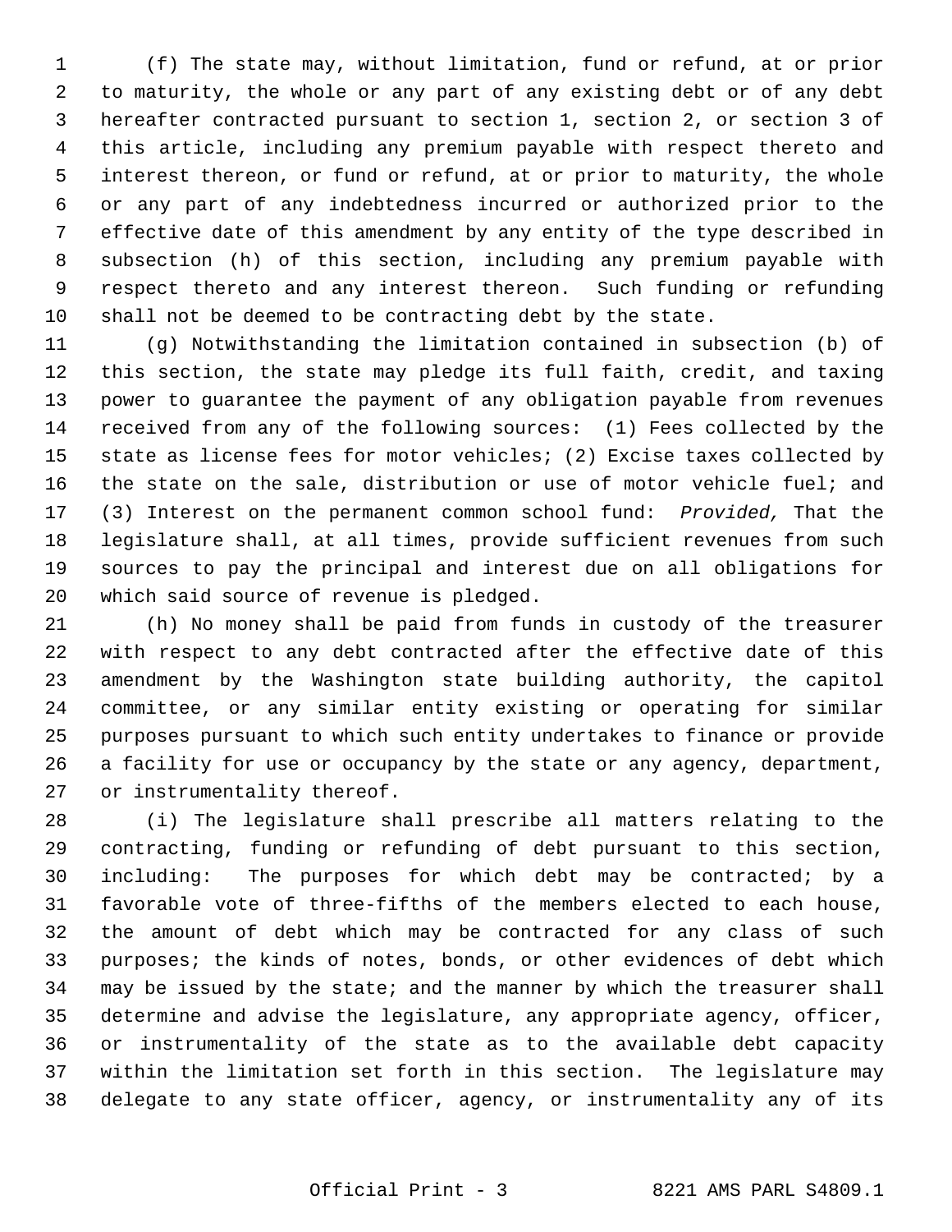(f) The state may, without limitation, fund or refund, at or prior to maturity, the whole or any part of any existing debt or of any debt hereafter contracted pursuant to section 1, section 2, or section 3 of this article, including any premium payable with respect thereto and interest thereon, or fund or refund, at or prior to maturity, the whole or any part of any indebtedness incurred or authorized prior to the effective date of this amendment by any entity of the type described in subsection (h) of this section, including any premium payable with respect thereto and any interest thereon. Such funding or refunding shall not be deemed to be contracting debt by the state.

(g) Notwithstanding the limitation contained in subsection (b) of this section, the state may pledge its full faith, credit, and taxing power to guarantee the payment of any obligation payable from revenues received from any of the following sources: (1) Fees collected by the state as license fees for motor vehicles; (2) Excise taxes collected by the state on the sale, distribution or use of motor vehicle fuel; and (3) Interest on the permanent common school fund: *Provided,* That the legislature shall, at all times, provide sufficient revenues from such sources to pay the principal and interest due on all obligations for which said source of revenue is pledged.

(h) No money shall be paid from funds in custody of the treasurer with respect to any debt contracted after the effective date of this amendment by the Washington state building authority, the capitol committee, or any similar entity existing or operating for similar purposes pursuant to which such entity undertakes to finance or provide a facility for use or occupancy by the state or any agency, department, or instrumentality thereof.

(i) The legislature shall prescribe all matters relating to the contracting, funding or refunding of debt pursuant to this section, including: The purposes for which debt may be contracted; by a favorable vote of three-fifths of the members elected to each house, the amount of debt which may be contracted for any class of such purposes; the kinds of notes, bonds, or other evidences of debt which may be issued by the state; and the manner by which the treasurer shall determine and advise the legislature, any appropriate agency, officer, or instrumentality of the state as to the available debt capacity within the limitation set forth in this section. The legislature may delegate to any state officer, agency, or instrumentality any of its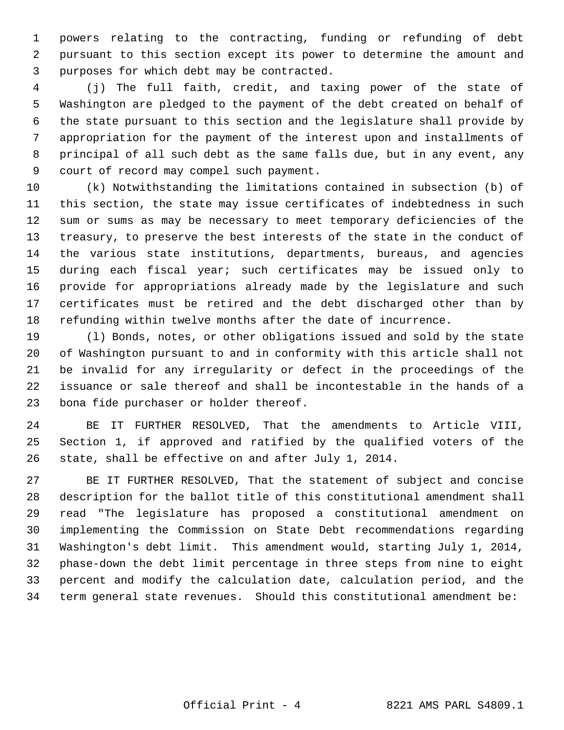powers relating to the contracting, funding or refunding of debt pursuant to this section except its power to determine the amount and purposes for which debt may be contracted.

(j) The full faith, credit, and taxing power of the state of Washington are pledged to the payment of the debt created on behalf of the state pursuant to this section and the legislature shall provide by appropriation for the payment of the interest upon and installments of principal of all such debt as the same falls due, but in any event, any court of record may compel such payment.

(k) Notwithstanding the limitations contained in subsection (b) of this section, the state may issue certificates of indebtedness in such sum or sums as may be necessary to meet temporary deficiencies of the treasury, to preserve the best interests of the state in the conduct of the various state institutions, departments, bureaus, and agencies during each fiscal year; such certificates may be issued only to provide for appropriations already made by the legislature and such certificates must be retired and the debt discharged other than by refunding within twelve months after the date of incurrence.

(l) Bonds, notes, or other obligations issued and sold by the state of Washington pursuant to and in conformity with this article shall not be invalid for any irregularity or defect in the proceedings of the issuance or sale thereof and shall be incontestable in the hands of a bona fide purchaser or holder thereof.

BE IT FURTHER RESOLVED, That the amendments to Article VIII, Section 1, if approved and ratified by the qualified voters of the state, shall be effective on and after July 1, 2014.

BE IT FURTHER RESOLVED, That the statement of subject and concise description for the ballot title of this constitutional amendment shall read "The legislature has proposed a constitutional amendment on implementing the Commission on State Debt recommendations regarding Washington's debt limit. This amendment would, starting July 1, 2014, phase-down the debt limit percentage in three steps from nine to eight percent and modify the calculation date, calculation period, and the term general state revenues. Should this constitutional amendment be: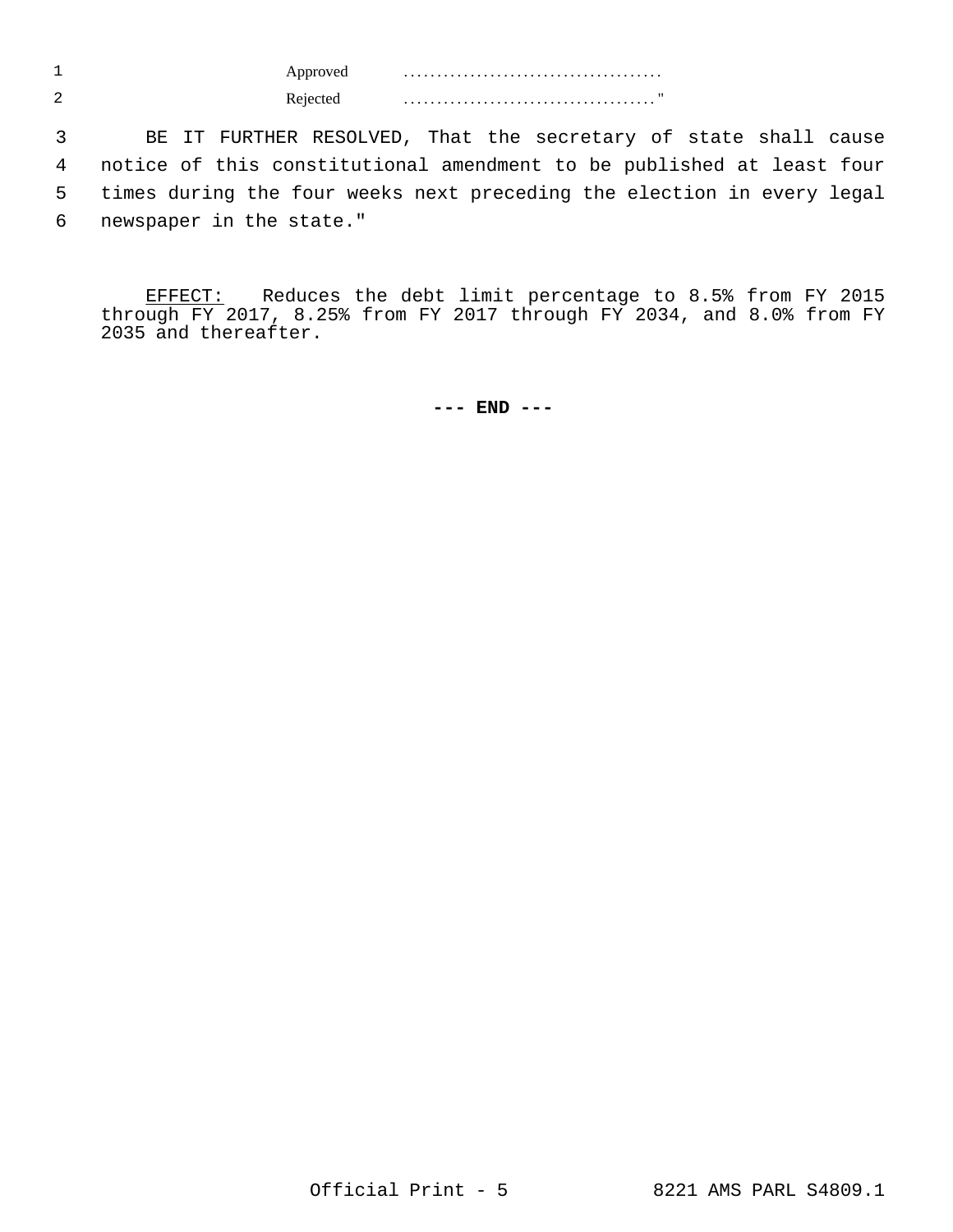Approved ......................................

Rejected ......................................"

BE IT FURTHER RESOLVED, That the secretary of state shall cause notice of this constitutional amendment to be published at least four times during the four weeks next preceding the election in every legal newspaper in the state."

EFFECT: Reduces the debt limit percentage to 8.5% from FY 2015 through FY 2017, 8.25% from FY 2017 through FY 2034, and 8.0% from FY 2035 and thereafter.

**--- END ---**